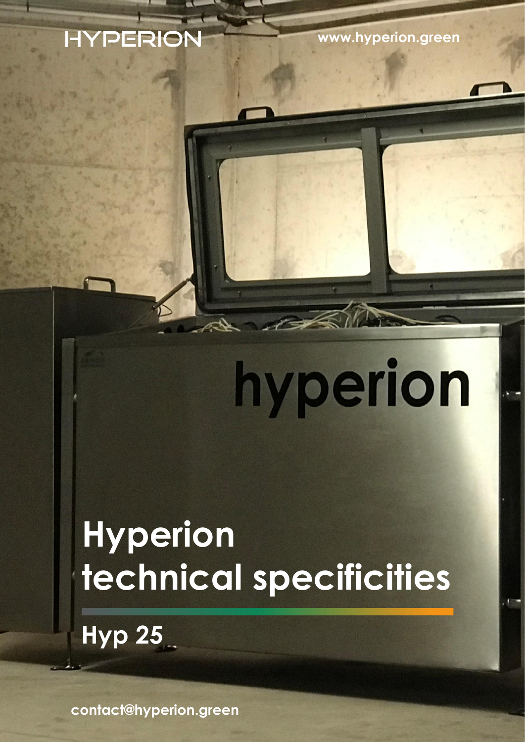HYPERION

www.hyperion.green

# Hyperion technical specificities

## Hyp 25

contact@hyperion.green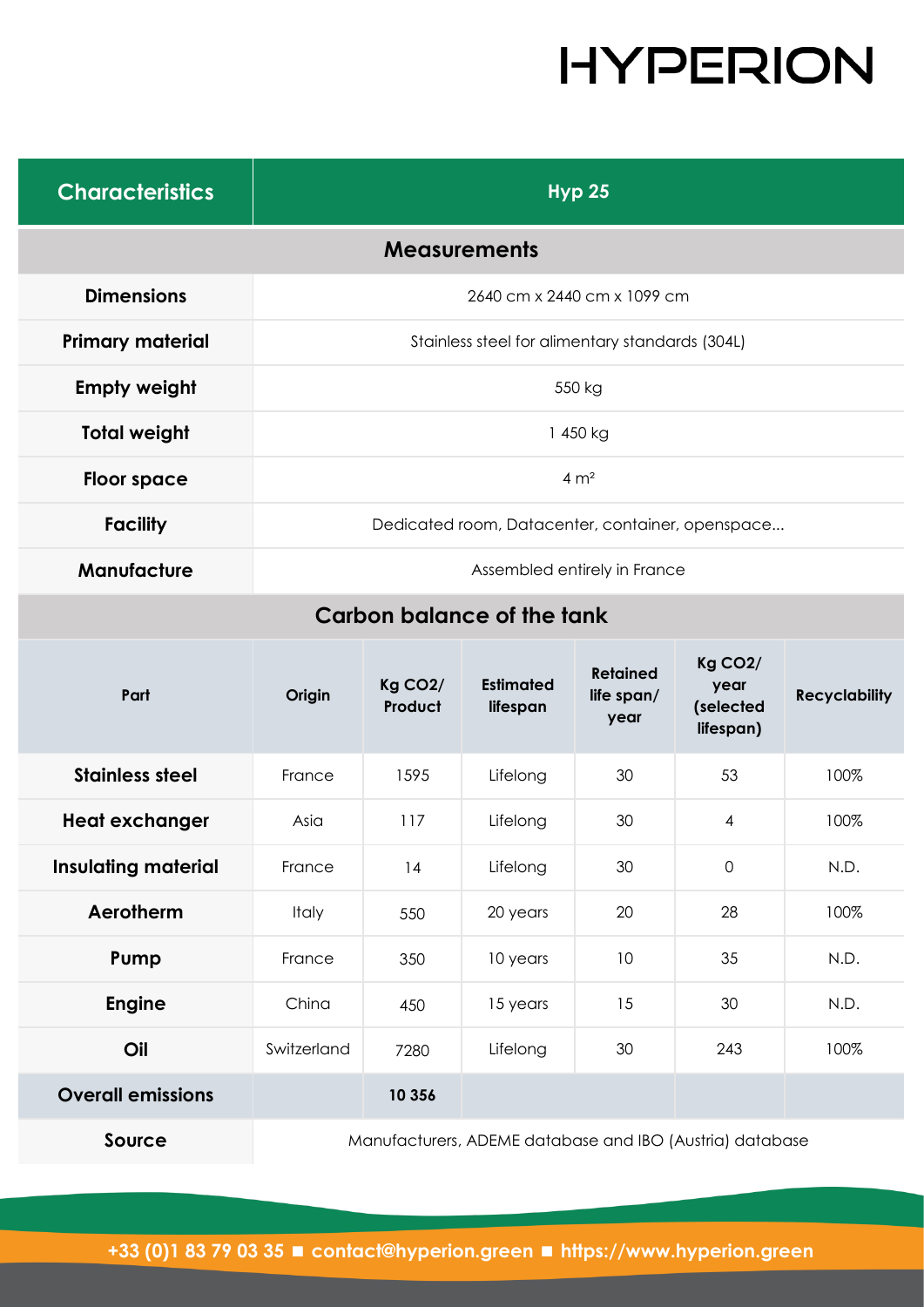# HYPERION

| Characteristics | Hyp 25 |
|---|---|
| **Measurements** | |
| **Dimensions** | 2640 cm x 2440 cm x 1099 cm |
| **Primary material** | Stainless steel for alimentary standards (304L) |
| **Empty weight** | 550 kg |
| **Total weight** | 1 450 kg |
| **Floor space** | 4 m² |
| **Facility** | Dedicated room, Datacenter, container, openspace... |
| **Manufacture** | Assembled entirely in France |

## Carbon balance of the tank

| Part | Origin | Kg CO2/ Product | Estimated lifespan | Retained life span/ year | Kg CO2/ year (selected lifespan) | Recyclability |
|---|---|---|---|---|---|---|
| **Stainless steel** | France | 1595 | Lifelong | 30 | 53 | 100% |
| **Heat exchanger** | Asia | 117 | Lifelong | 30 | 4 | 100% |
| **Insulating material** | France | 14 | Lifelong | 30 | 0 | N.D. |
| **Aerotherm** | Italy | 550 | 20 years | 20 | 28 | 100% |
| **Pump** | France | 350 | 10 years | 10 | 35 | N.D. |
| **Engine** | China | 450 | 15 years | 15 | 30 | N.D. |
| **Oil** | Switzerland | 7280 | Lifelong | 30 | 243 | 100% |
| **Overall emissions** | | **10 356** | | | | |
| **Source** | Manufacturers, ADEME database and IBO (Austria) database | | | | | |

+33 (0)1 83 79 03 35 ■ contact@hyperion.green ■ https://www.hyperion.green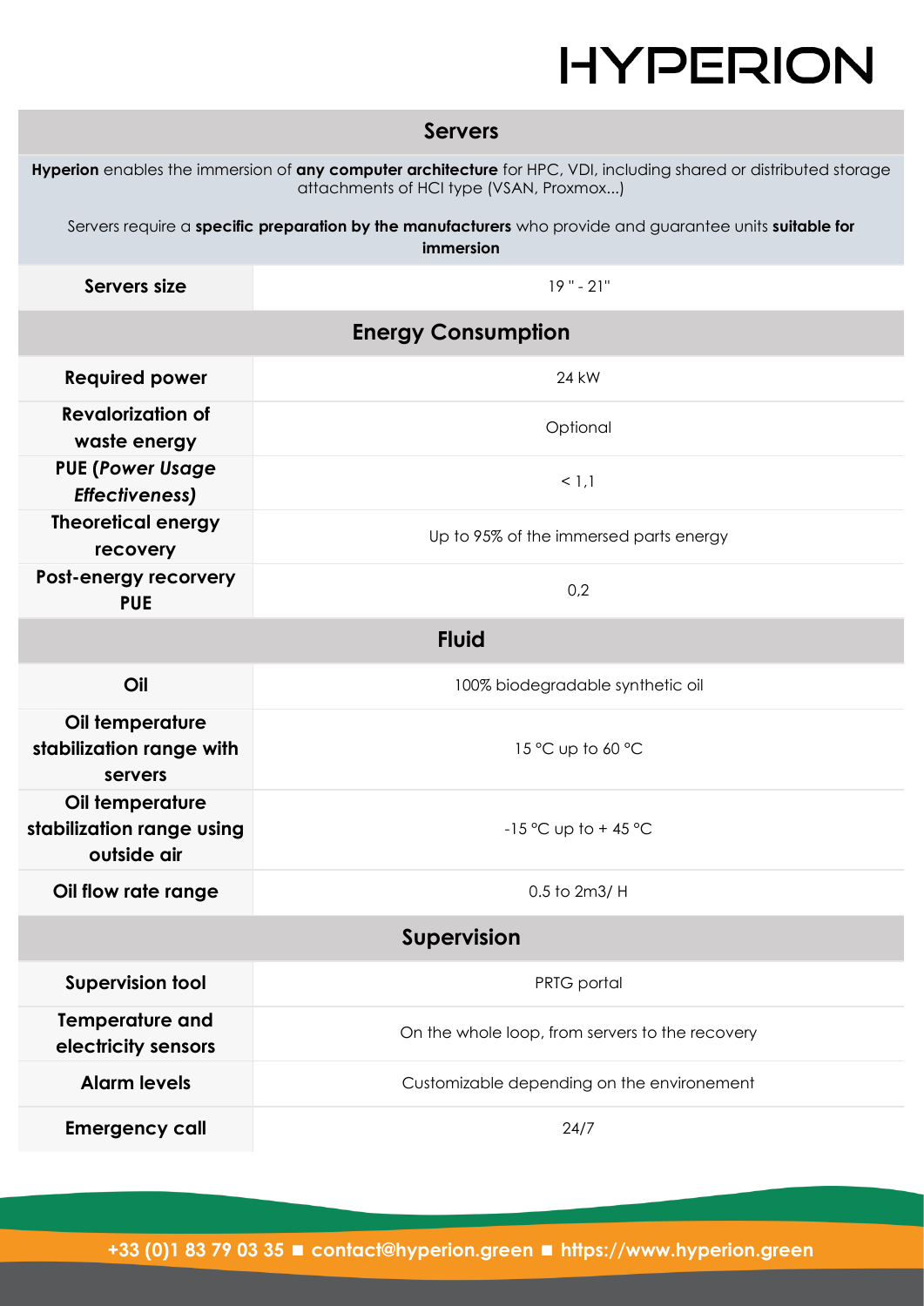# HYPERION

| Servers | |
|---|---|
| **Hyperion** enables the immersion of **any computer architecture** for HPC, VDI, including shared or distributed storage attachments of HCI type (VSAN, Proxmox...)<br><br>Servers require a **specific preparation by the manufacturers** who provide and guarantee units **suitable for immersion** | |
| **Servers size** | 19 " - 21" |
| **Energy Consumption** | |
| **Required power** | 24 kW |
| **Revalorization of waste energy** | Optional |
| **PUE (*Power Usage Effectiveness*)** | < 1,1 |
| **Theoretical energy recovery** | Up to 95% of the immersed parts energy |
| **Post-energy recovery PUE** | 0,2 |
| **Fluid** | |
| **Oil** | 100% biodegradable synthetic oil |
| **Oil temperature stabilization range with servers** | 15 °C up to 60 °C |
| **Oil temperature stabilization range using outside air** | -15 °C up to + 45 °C |
| **Oil flow rate range** | 0.5 to 2m3/ H |
| **Supervision** | |
| **Supervision tool** | PRTG portal |
| **Temperature and electricity sensors** | On the whole loop, from servers to the recovery |
| **Alarm levels** | Customizable depending on the environement |
| **Emergency call** | 24/7 |

**+33 (0)1 83 79 03 35 ■ contact@hyperion.green ■ https://www.hyperion.green**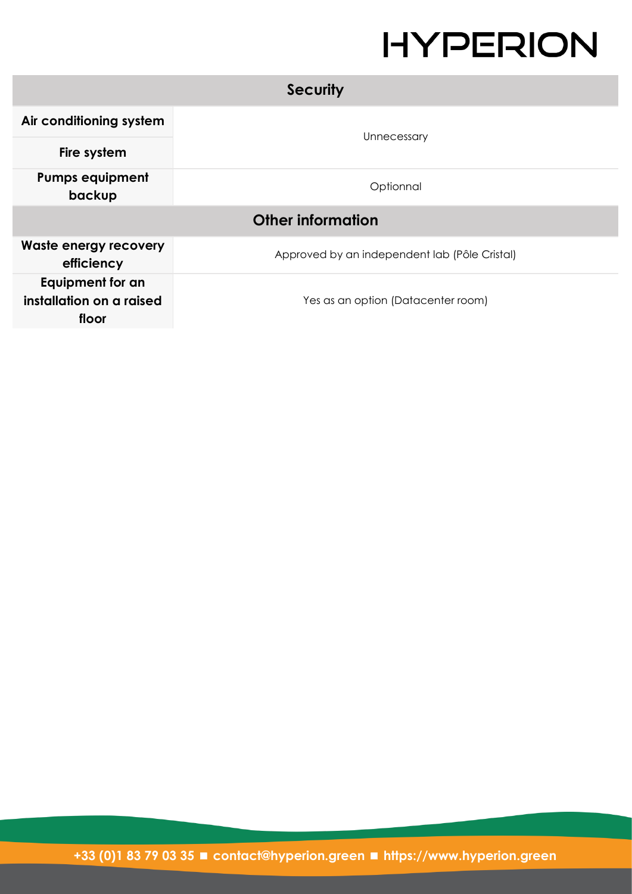| Security | |
|---|---|
| **Air conditioning system** | Unnecessary |
| **Fire system** | |
| **Pumps equipment backup** | Optionnal |
| **Other information** | |
| **Waste energy recovery efficiency** | Approved by an independent lab (Pôle Cristal) |
| **Equipment for an installation on a raised floor** | Yes as an option (Datacenter room) |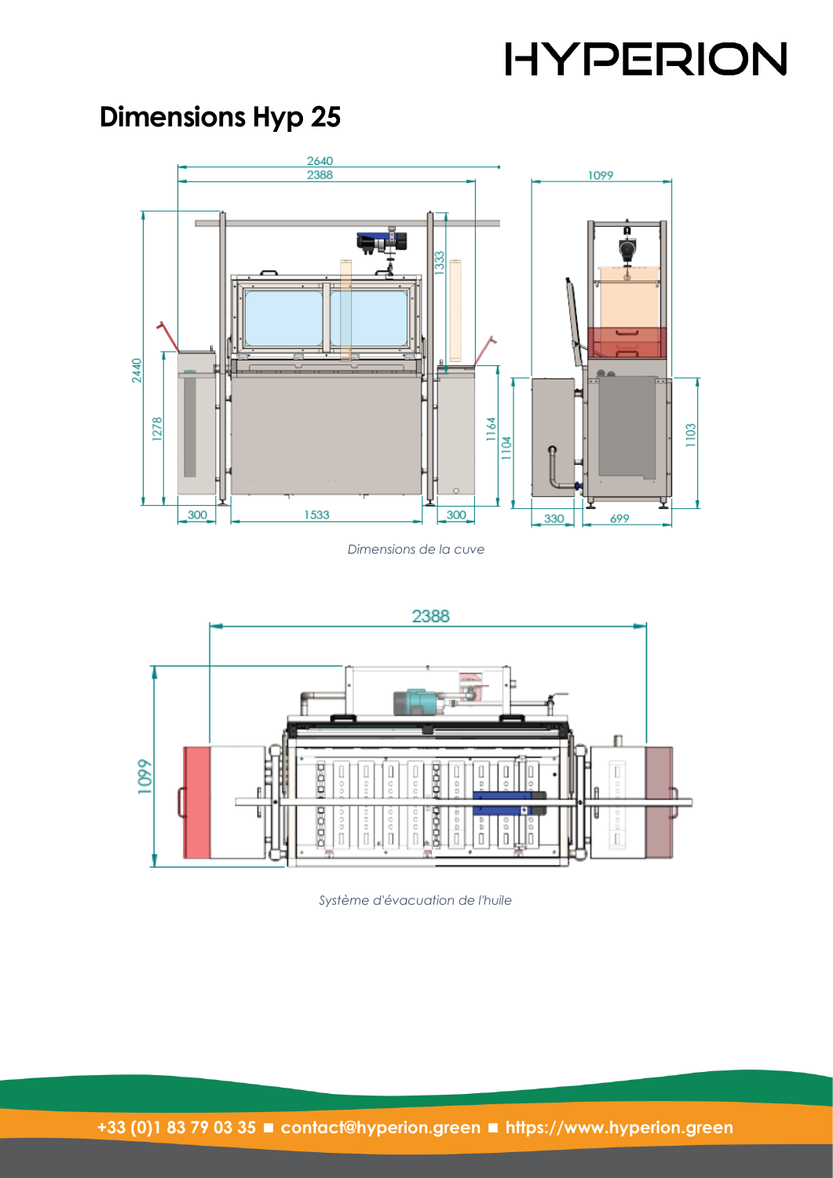# Dimensions Hyp 25

2640
2388
1099
1333
2440
1278
1164
1104
1103
300
1533
300
330
699

*Dimensions de la cuve*

2388
1099

*Système d'évacuation de l'huile*

+33 (0)1 83 79 03 35 ■ contact@hyperion.green ■ https://www.hyperion.green